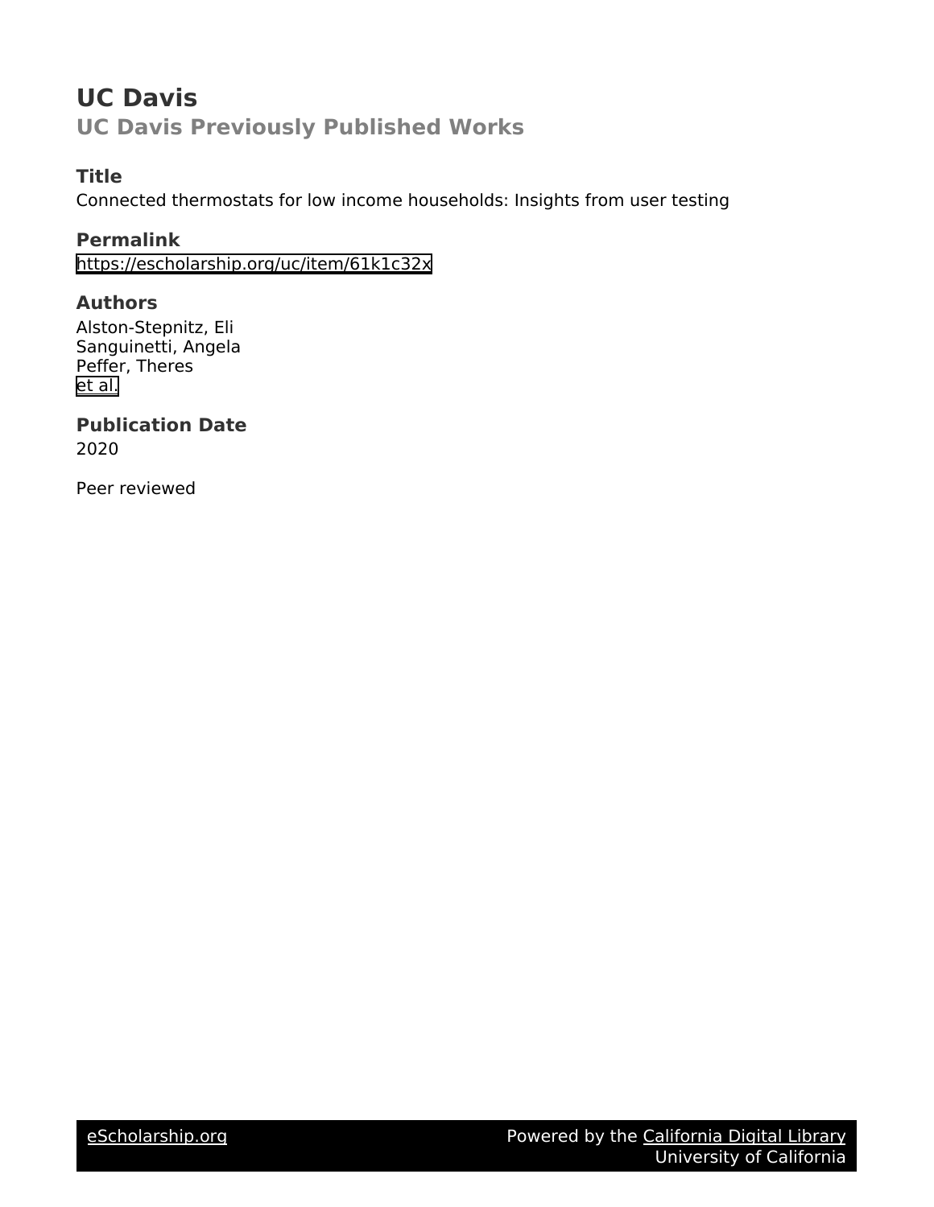# UC Davis

## UC Davis Previously Published Works

### Title

Connected thermostats for low income households: Insights from user testing

### Permalink

https://escholarship.org/uc/item/61k1c32x

### Authors

Alston-Stepnitz, Eli
Sanguinetti, Angela
Peffer, Theres
et al.

### Publication Date

2020

Peer reviewed

eScholarship.org — Powered by the California Digital Library, University of California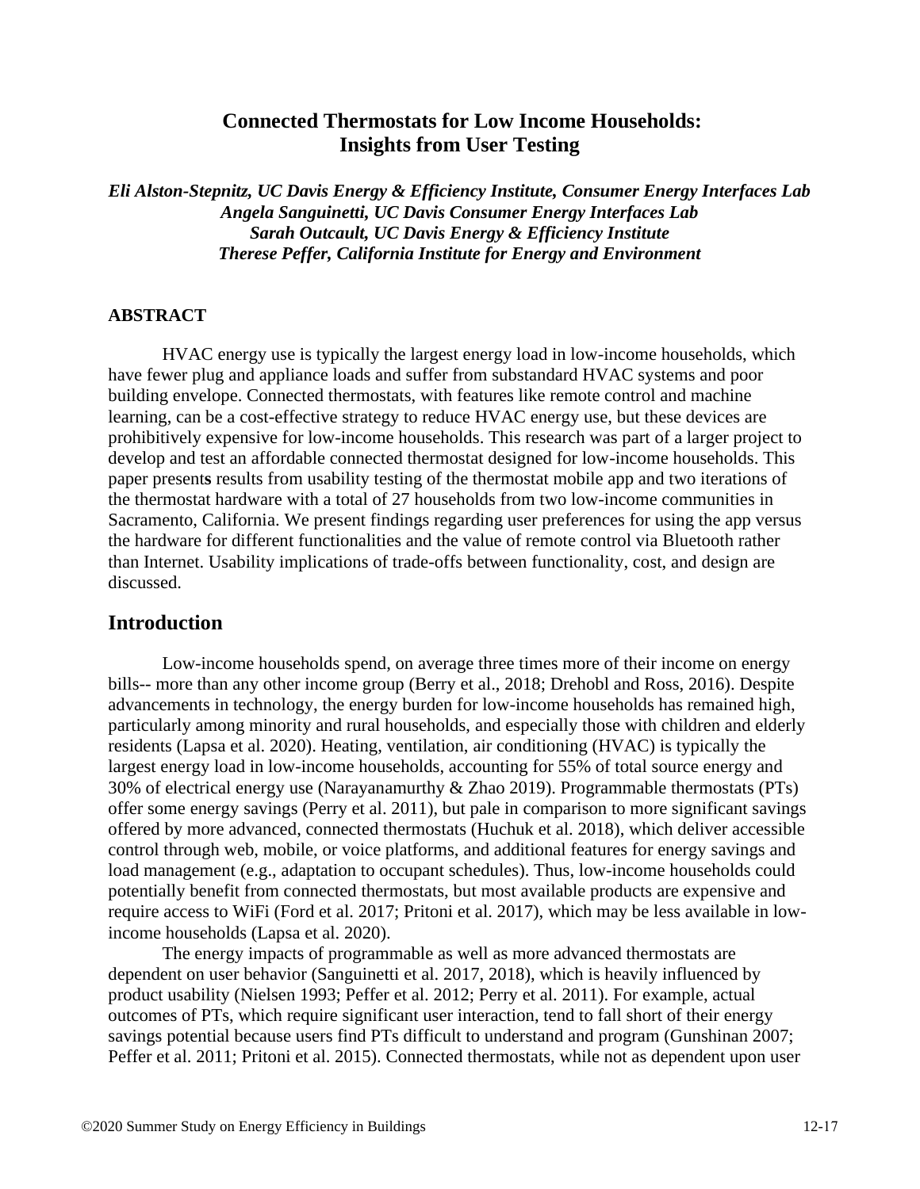# Connected Thermostats for Low Income Households: Insights from User Testing

***Eli Alston-Stepnitz, UC Davis Energy & Efficiency Institute, Consumer Energy Interfaces Lab***
***Angela Sanguinetti, UC Davis Consumer Energy Interfaces Lab***
***Sarah Outcault, UC Davis Energy & Efficiency Institute***
***Therese Peffer, California Institute for Energy and Environment***

## ABSTRACT

HVAC energy use is typically the largest energy load in low-income households, which have fewer plug and appliance loads and suffer from substandard HVAC systems and poor building envelope. Connected thermostats, with features like remote control and machine learning, can be a cost-effective strategy to reduce HVAC energy use, but these devices are prohibitively expensive for low-income households. This research was part of a larger project to develop and test an affordable connected thermostat designed for low-income households. This paper presents results from usability testing of the thermostat mobile app and two iterations of the thermostat hardware with a total of 27 households from two low-income communities in Sacramento, California. We present findings regarding user preferences for using the app versus the hardware for different functionalities and the value of remote control via Bluetooth rather than Internet. Usability implications of trade-offs between functionality, cost, and design are discussed.

## Introduction

Low-income households spend, on average three times more of their income on energy bills-- more than any other income group (Berry et al., 2018; Drehobl and Ross, 2016). Despite advancements in technology, the energy burden for low-income households has remained high, particularly among minority and rural households, and especially those with children and elderly residents (Lapsa et al. 2020). Heating, ventilation, air conditioning (HVAC) is typically the largest energy load in low-income households, accounting for 55% of total source energy and 30% of electrical energy use (Narayanamurthy & Zhao 2019). Programmable thermostats (PTs) offer some energy savings (Perry et al. 2011), but pale in comparison to more significant savings offered by more advanced, connected thermostats (Huchuk et al. 2018), which deliver accessible control through web, mobile, or voice platforms, and additional features for energy savings and load management (e.g., adaptation to occupant schedules). Thus, low-income households could potentially benefit from connected thermostats, but most available products are expensive and require access to WiFi (Ford et al. 2017; Pritoni et al. 2017), which may be less available in low-income households (Lapsa et al. 2020).

The energy impacts of programmable as well as more advanced thermostats are dependent on user behavior (Sanguinetti et al. 2017, 2018), which is heavily influenced by product usability (Nielsen 1993; Peffer et al. 2012; Perry et al. 2011). For example, actual outcomes of PTs, which require significant user interaction, tend to fall short of their energy savings potential because users find PTs difficult to understand and program (Gunshinan 2007; Peffer et al. 2011; Pritoni et al. 2015). Connected thermostats, while not as dependent upon user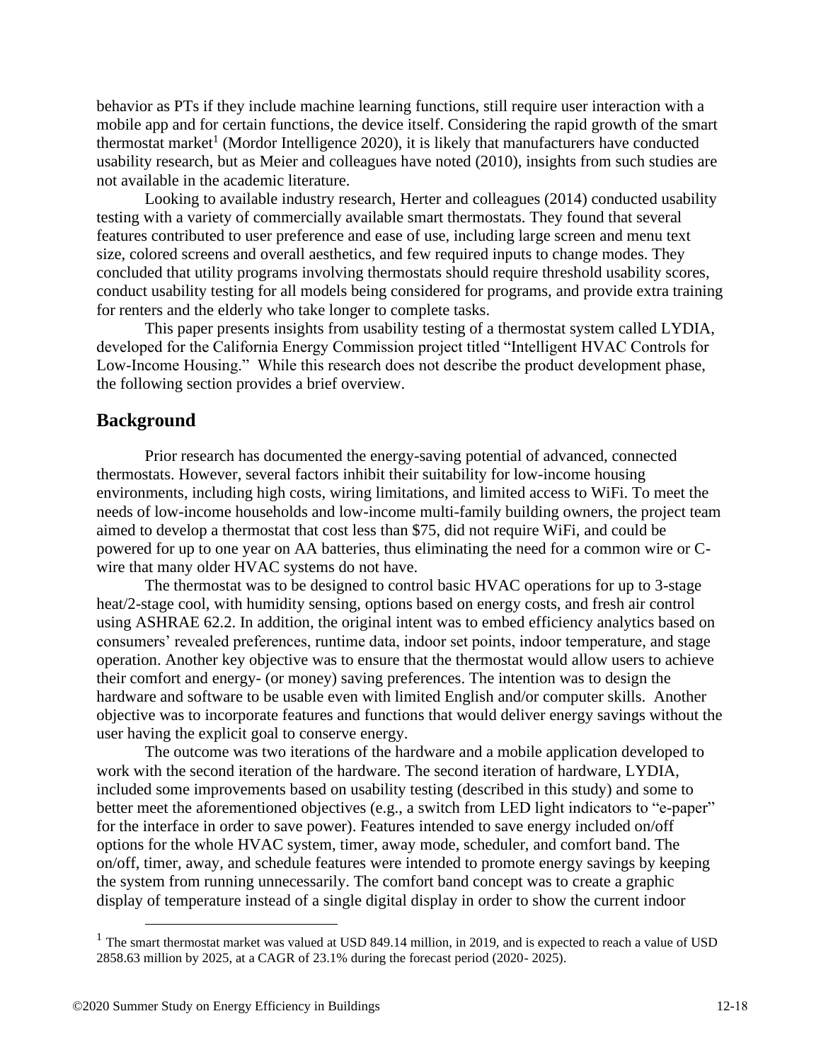behavior as PTs if they include machine learning functions, still require user interaction with a mobile app and for certain functions, the device itself. Considering the rapid growth of the smart thermostat market[1] (Mordor Intelligence 2020), it is likely that manufacturers have conducted usability research, but as Meier and colleagues have noted (2010), insights from such studies are not available in the academic literature.

Looking to available industry research, Herter and colleagues (2014) conducted usability testing with a variety of commercially available smart thermostats. They found that several features contributed to user preference and ease of use, including large screen and menu text size, colored screens and overall aesthetics, and few required inputs to change modes. They concluded that utility programs involving thermostats should require threshold usability scores, conduct usability testing for all models being considered for programs, and provide extra training for renters and the elderly who take longer to complete tasks.

This paper presents insights from usability testing of a thermostat system called LYDIA, developed for the California Energy Commission project titled "Intelligent HVAC Controls for Low-Income Housing." While this research does not describe the product development phase, the following section provides a brief overview.

## Background

Prior research has documented the energy-saving potential of advanced, connected thermostats. However, several factors inhibit their suitability for low-income housing environments, including high costs, wiring limitations, and limited access to WiFi. To meet the needs of low-income households and low-income multi-family building owners, the project team aimed to develop a thermostat that cost less than $75, did not require WiFi, and could be powered for up to one year on AA batteries, thus eliminating the need for a common wire or C-wire that many older HVAC systems do not have.

The thermostat was to be designed to control basic HVAC operations for up to 3-stage heat/2-stage cool, with humidity sensing, options based on energy costs, and fresh air control using ASHRAE 62.2. In addition, the original intent was to embed efficiency analytics based on consumers' revealed preferences, runtime data, indoor set points, indoor temperature, and stage operation. Another key objective was to ensure that the thermostat would allow users to achieve their comfort and energy- (or money) saving preferences. The intention was to design the hardware and software to be usable even with limited English and/or computer skills. Another objective was to incorporate features and functions that would deliver energy savings without the user having the explicit goal to conserve energy.

The outcome was two iterations of the hardware and a mobile application developed to work with the second iteration of the hardware. The second iteration of hardware, LYDIA, included some improvements based on usability testing (described in this study) and some to better meet the aforementioned objectives (e.g., a switch from LED light indicators to "e-paper" for the interface in order to save power). Features intended to save energy included on/off options for the whole HVAC system, timer, away mode, scheduler, and comfort band. The on/off, timer, away, and schedule features were intended to promote energy savings by keeping the system from running unnecessarily. The comfort band concept was to create a graphic display of temperature instead of a single digital display in order to show the current indoor

[1] The smart thermostat market was valued at USD 849.14 million, in 2019, and is expected to reach a value of USD 2858.63 million by 2025, at a CAGR of 23.1% during the forecast period (2020- 2025).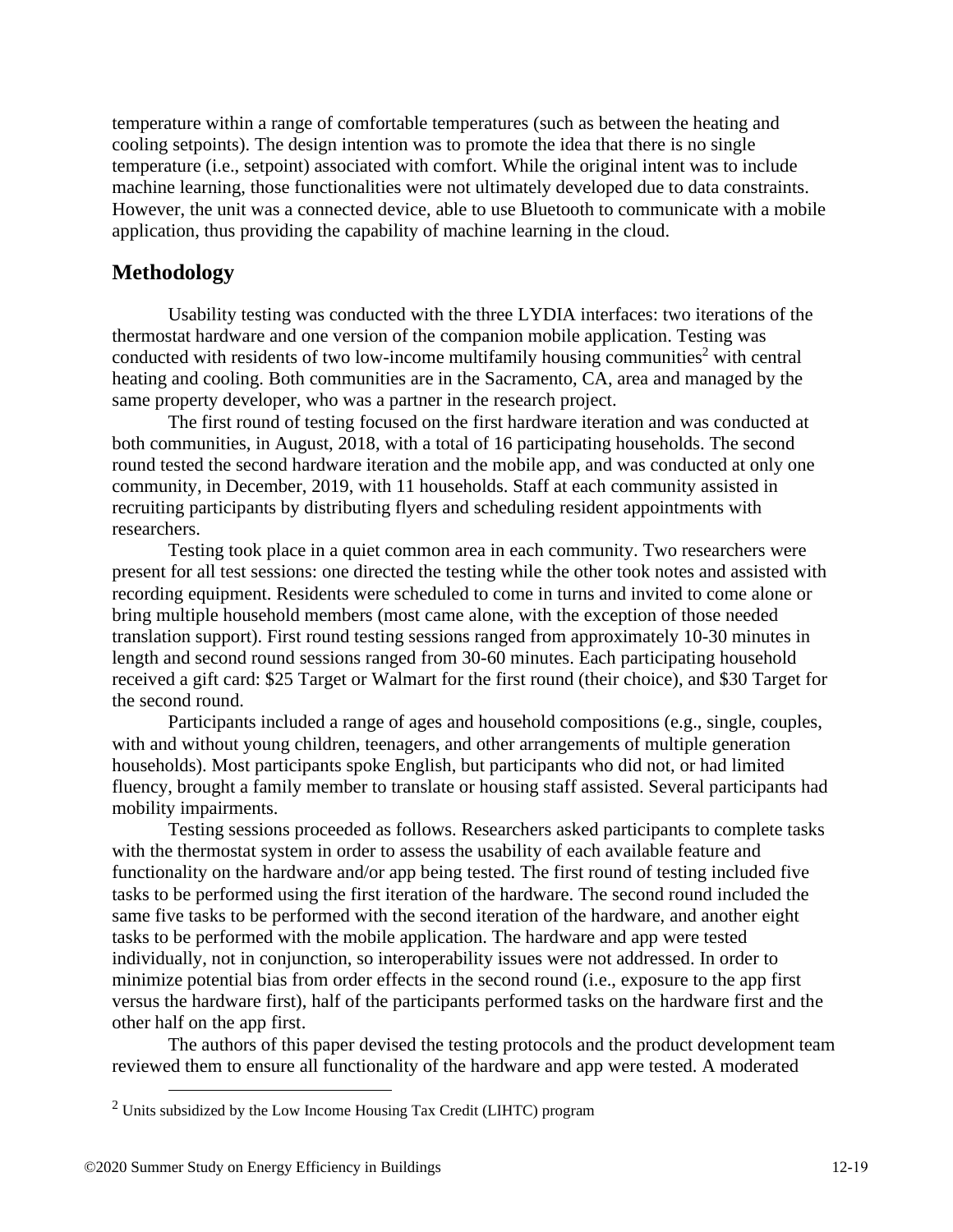temperature within a range of comfortable temperatures (such as between the heating and cooling setpoints). The design intention was to promote the idea that there is no single temperature (i.e., setpoint) associated with comfort. While the original intent was to include machine learning, those functionalities were not ultimately developed due to data constraints. However, the unit was a connected device, able to use Bluetooth to communicate with a mobile application, thus providing the capability of machine learning in the cloud.

## Methodology

Usability testing was conducted with the three LYDIA interfaces: two iterations of the thermostat hardware and one version of the companion mobile application. Testing was conducted with residents of two low-income multifamily housing communities[2] with central heating and cooling. Both communities are in the Sacramento, CA, area and managed by the same property developer, who was a partner in the research project.

The first round of testing focused on the first hardware iteration and was conducted at both communities, in August, 2018, with a total of 16 participating households. The second round tested the second hardware iteration and the mobile app, and was conducted at only one community, in December, 2019, with 11 households. Staff at each community assisted in recruiting participants by distributing flyers and scheduling resident appointments with researchers.

Testing took place in a quiet common area in each community. Two researchers were present for all test sessions: one directed the testing while the other took notes and assisted with recording equipment. Residents were scheduled to come in turns and invited to come alone or bring multiple household members (most came alone, with the exception of those needed translation support). First round testing sessions ranged from approximately 10-30 minutes in length and second round sessions ranged from 30-60 minutes. Each participating household received a gift card: $25 Target or Walmart for the first round (their choice), and $30 Target for the second round.

Participants included a range of ages and household compositions (e.g., single, couples, with and without young children, teenagers, and other arrangements of multiple generation households). Most participants spoke English, but participants who did not, or had limited fluency, brought a family member to translate or housing staff assisted. Several participants had mobility impairments.

Testing sessions proceeded as follows. Researchers asked participants to complete tasks with the thermostat system in order to assess the usability of each available feature and functionality on the hardware and/or app being tested. The first round of testing included five tasks to be performed using the first iteration of the hardware. The second round included the same five tasks to be performed with the second iteration of the hardware, and another eight tasks to be performed with the mobile application. The hardware and app were tested individually, not in conjunction, so interoperability issues were not addressed. In order to minimize potential bias from order effects in the second round (i.e., exposure to the app first versus the hardware first), half of the participants performed tasks on the hardware first and the other half on the app first.

The authors of this paper devised the testing protocols and the product development team reviewed them to ensure all functionality of the hardware and app were tested. A moderated

---

[2] Units subsidized by the Low Income Housing Tax Credit (LIHTC) program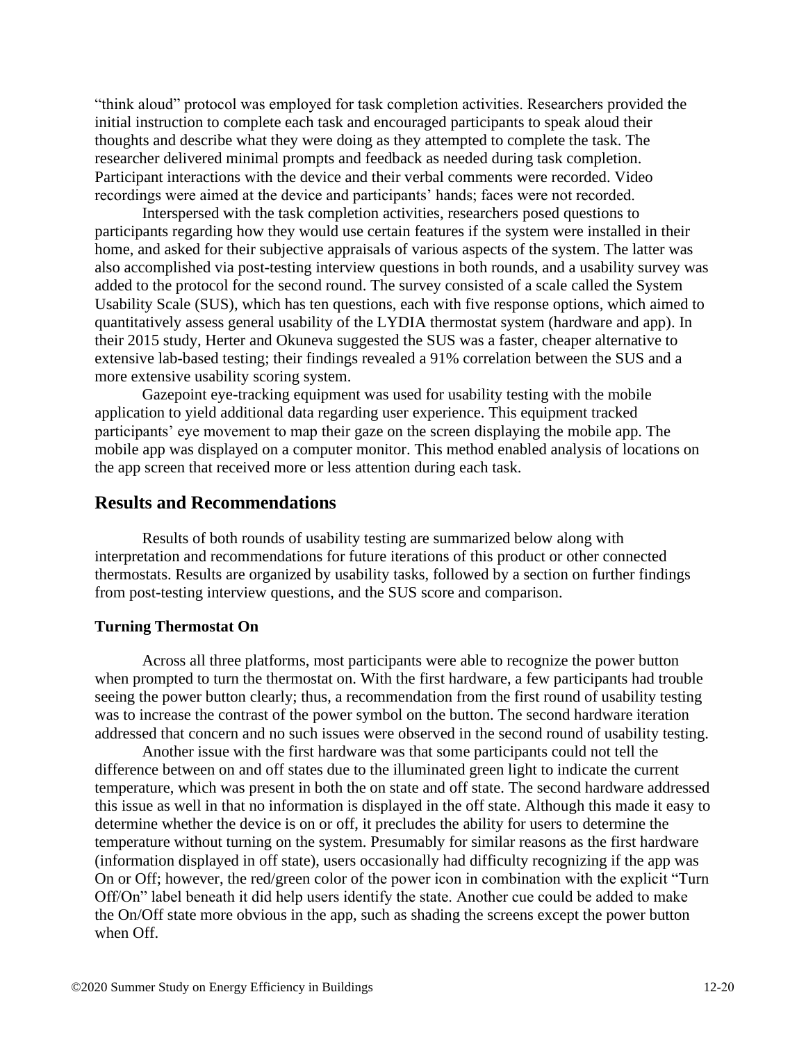“think aloud” protocol was employed for task completion activities. Researchers provided the initial instruction to complete each task and encouraged participants to speak aloud their thoughts and describe what they were doing as they attempted to complete the task. The researcher delivered minimal prompts and feedback as needed during task completion. Participant interactions with the device and their verbal comments were recorded. Video recordings were aimed at the device and participants’ hands; faces were not recorded.

Interspersed with the task completion activities, researchers posed questions to participants regarding how they would use certain features if the system were installed in their home, and asked for their subjective appraisals of various aspects of the system. The latter was also accomplished via post-testing interview questions in both rounds, and a usability survey was added to the protocol for the second round. The survey consisted of a scale called the System Usability Scale (SUS), which has ten questions, each with five response options, which aimed to quantitatively assess general usability of the LYDIA thermostat system (hardware and app). In their 2015 study, Herter and Okuneva suggested the SUS was a faster, cheaper alternative to extensive lab-based testing; their findings revealed a 91% correlation between the SUS and a more extensive usability scoring system.

Gazepoint eye-tracking equipment was used for usability testing with the mobile application to yield additional data regarding user experience. This equipment tracked participants’ eye movement to map their gaze on the screen displaying the mobile app. The mobile app was displayed on a computer monitor. This method enabled analysis of locations on the app screen that received more or less attention during each task.

## Results and Recommendations

Results of both rounds of usability testing are summarized below along with interpretation and recommendations for future iterations of this product or other connected thermostats. Results are organized by usability tasks, followed by a section on further findings from post-testing interview questions, and the SUS score and comparison.

### Turning Thermostat On

Across all three platforms, most participants were able to recognize the power button when prompted to turn the thermostat on. With the first hardware, a few participants had trouble seeing the power button clearly; thus, a recommendation from the first round of usability testing was to increase the contrast of the power symbol on the button. The second hardware iteration addressed that concern and no such issues were observed in the second round of usability testing.

Another issue with the first hardware was that some participants could not tell the difference between on and off states due to the illuminated green light to indicate the current temperature, which was present in both the on state and off state. The second hardware addressed this issue as well in that no information is displayed in the off state. Although this made it easy to determine whether the device is on or off, it precludes the ability for users to determine the temperature without turning on the system. Presumably for similar reasons as the first hardware (information displayed in off state), users occasionally had difficulty recognizing if the app was On or Off; however, the red/green color of the power icon in combination with the explicit “Turn Off/On” label beneath it did help users identify the state. Another cue could be added to make the On/Off state more obvious in the app, such as shading the screens except the power button when Off.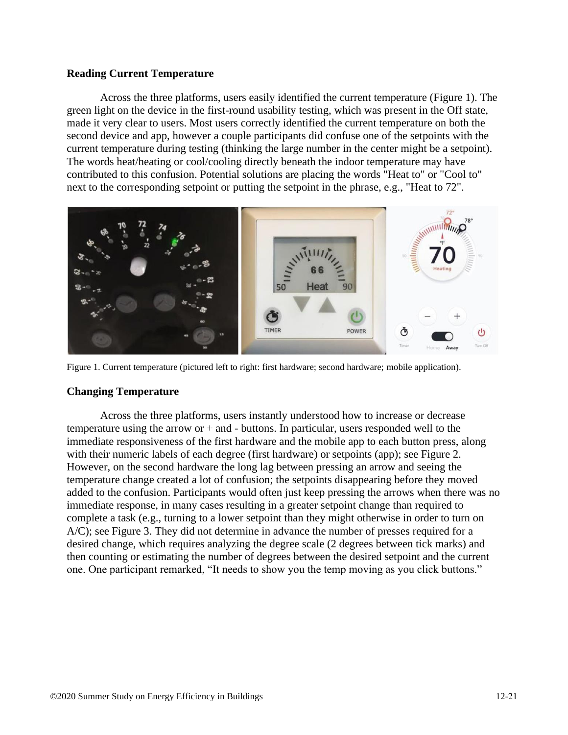### Reading Current Temperature

Across the three platforms, users easily identified the current temperature (Figure 1). The green light on the device in the first-round usability testing, which was present in the Off state, made it very clear to users. Most users correctly identified the current temperature on both the second device and app, however a couple participants did confuse one of the setpoints with the current temperature during testing (thinking the large number in the center might be a setpoint). The words heat/heating or cool/cooling directly beneath the indoor temperature may have contributed to this confusion. Potential solutions are placing the words "Heat to" or "Cool to" next to the corresponding setpoint or putting the setpoint in the phrase, e.g., "Heat to 72".

Figure 1. Current temperature (pictured left to right: first hardware; second hardware; mobile application).

### Changing Temperature

Across the three platforms, users instantly understood how to increase or decrease temperature using the arrow or + and - buttons. In particular, users responded well to the immediate responsiveness of the first hardware and the mobile app to each button press, along with their numeric labels of each degree (first hardware) or setpoints (app); see Figure 2. However, on the second hardware the long lag between pressing an arrow and seeing the temperature change created a lot of confusion; the setpoints disappearing before they moved added to the confusion. Participants would often just keep pressing the arrows when there was no immediate response, in many cases resulting in a greater setpoint change than required to complete a task (e.g., turning to a lower setpoint than they might otherwise in order to turn on A/C); see Figure 3. They did not determine in advance the number of presses required for a desired change, which requires analyzing the degree scale (2 degrees between tick marks) and then counting or estimating the number of degrees between the desired setpoint and the current one. One participant remarked, "It needs to show you the temp moving as you click buttons."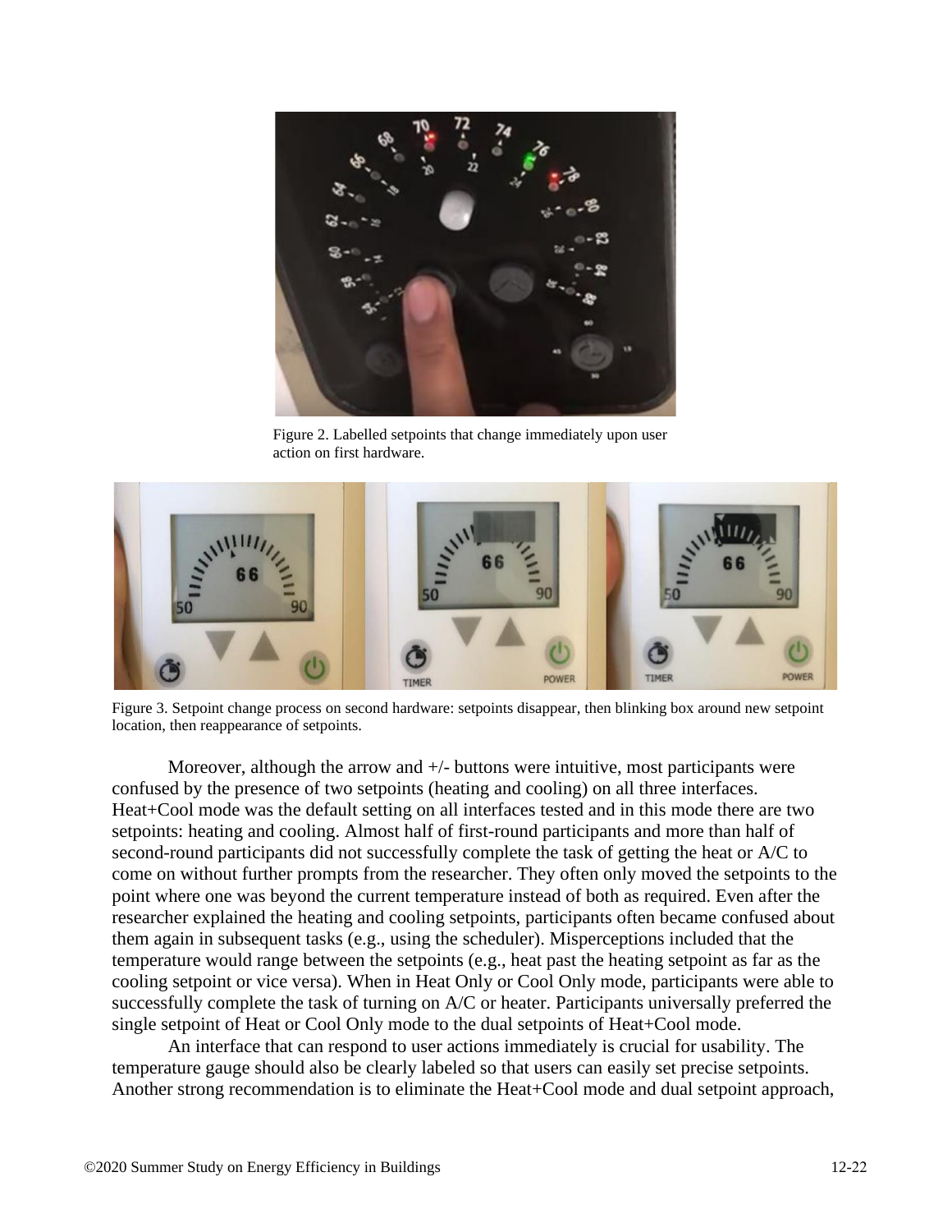Figure 2. Labelled setpoints that change immediately upon user action on first hardware.

Figure 3. Setpoint change process on second hardware: setpoints disappear, then blinking box around new setpoint location, then reappearance of setpoints.

Moreover, although the arrow and +/- buttons were intuitive, most participants were confused by the presence of two setpoints (heating and cooling) on all three interfaces. Heat+Cool mode was the default setting on all interfaces tested and in this mode there are two setpoints: heating and cooling. Almost half of first-round participants and more than half of second-round participants did not successfully complete the task of getting the heat or A/C to come on without further prompts from the researcher. They often only moved the setpoints to the point where one was beyond the current temperature instead of both as required. Even after the researcher explained the heating and cooling setpoints, participants often became confused about them again in subsequent tasks (e.g., using the scheduler). Misperceptions included that the temperature would range between the setpoints (e.g., heat past the heating setpoint as far as the cooling setpoint or vice versa). When in Heat Only or Cool Only mode, participants were able to successfully complete the task of turning on A/C or heater. Participants universally preferred the single setpoint of Heat or Cool Only mode to the dual setpoints of Heat+Cool mode.

An interface that can respond to user actions immediately is crucial for usability. The temperature gauge should also be clearly labeled so that users can easily set precise setpoints. Another strong recommendation is to eliminate the Heat+Cool mode and dual setpoint approach,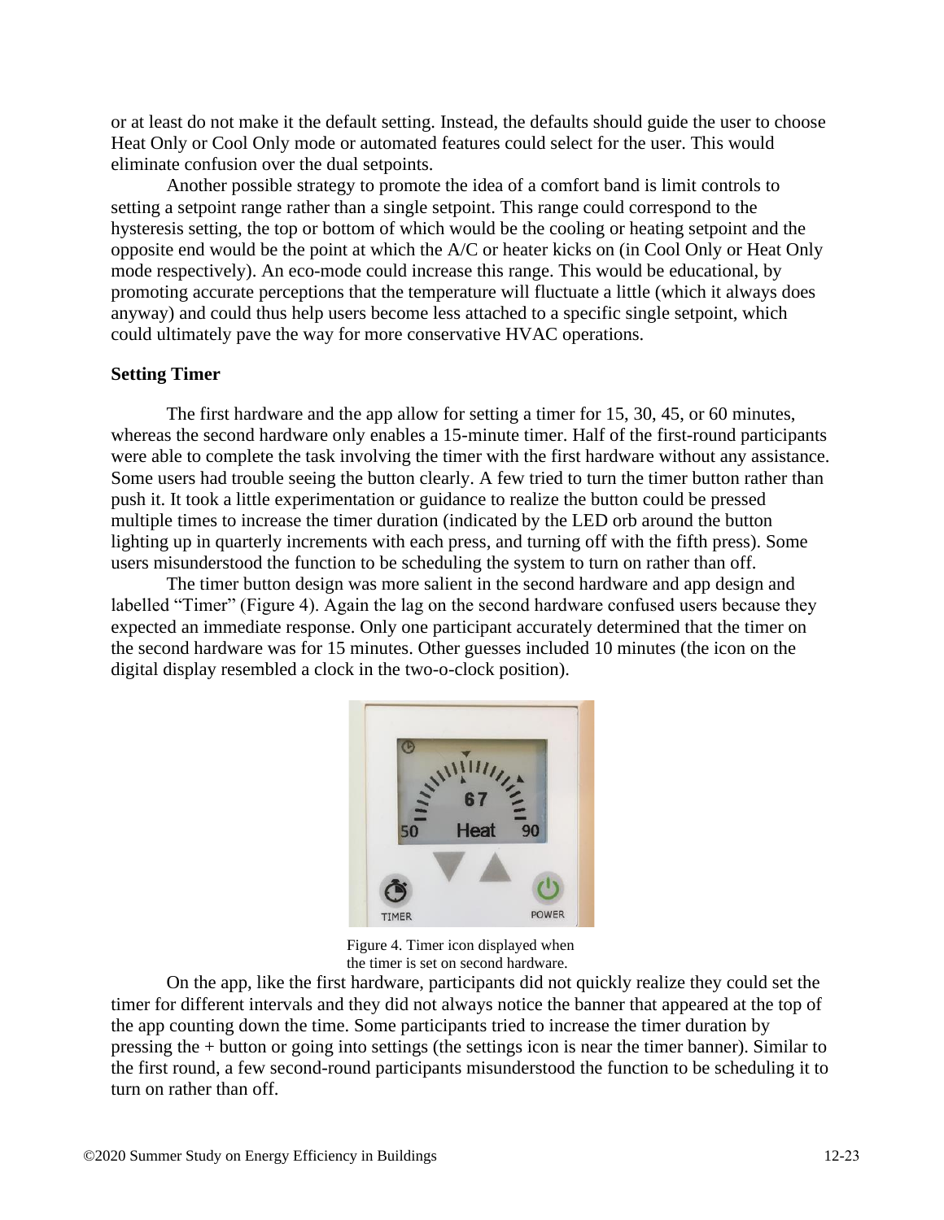or at least do not make it the default setting. Instead, the defaults should guide the user to choose Heat Only or Cool Only mode or automated features could select for the user. This would eliminate confusion over the dual setpoints.

Another possible strategy to promote the idea of a comfort band is limit controls to setting a setpoint range rather than a single setpoint. This range could correspond to the hysteresis setting, the top or bottom of which would be the cooling or heating setpoint and the opposite end would be the point at which the A/C or heater kicks on (in Cool Only or Heat Only mode respectively). An eco-mode could increase this range. This would be educational, by promoting accurate perceptions that the temperature will fluctuate a little (which it always does anyway) and could thus help users become less attached to a specific single setpoint, which could ultimately pave the way for more conservative HVAC operations.

**Setting Timer**

The first hardware and the app allow for setting a timer for 15, 30, 45, or 60 minutes, whereas the second hardware only enables a 15-minute timer. Half of the first-round participants were able to complete the task involving the timer with the first hardware without any assistance. Some users had trouble seeing the button clearly. A few tried to turn the timer button rather than push it. It took a little experimentation or guidance to realize the button could be pressed multiple times to increase the timer duration (indicated by the LED orb around the button lighting up in quarterly increments with each press, and turning off with the fifth press). Some users misunderstood the function to be scheduling the system to turn on rather than off.

The timer button design was more salient in the second hardware and app design and labelled "Timer" (Figure 4). Again the lag on the second hardware confused users because they expected an immediate response. Only one participant accurately determined that the timer on the second hardware was for 15 minutes. Other guesses included 10 minutes (the icon on the digital display resembled a clock in the two-o-clock position).

Figure 4. Timer icon displayed when the timer is set on second hardware.

On the app, like the first hardware, participants did not quickly realize they could set the timer for different intervals and they did not always notice the banner that appeared at the top of the app counting down the time. Some participants tried to increase the timer duration by pressing the + button or going into settings (the settings icon is near the timer banner). Similar to the first round, a few second-round participants misunderstood the function to be scheduling it to turn on rather than off.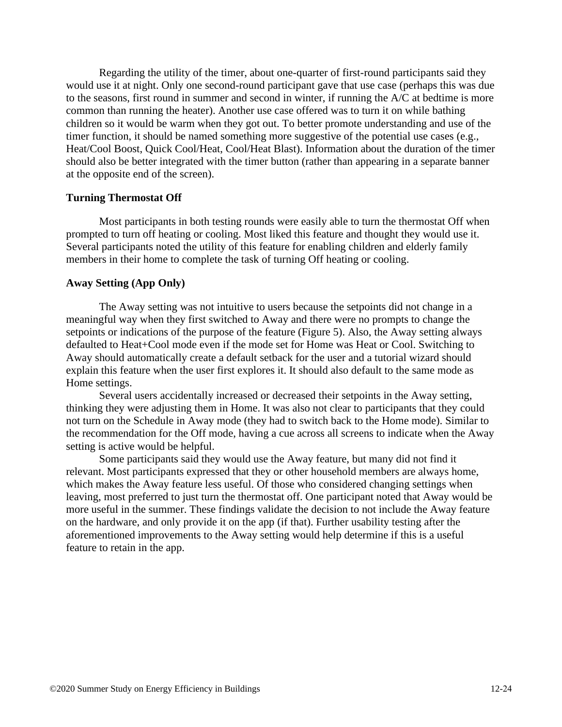Regarding the utility of the timer, about one-quarter of first-round participants said they would use it at night. Only one second-round participant gave that use case (perhaps this was due to the seasons, first round in summer and second in winter, if running the A/C at bedtime is more common than running the heater). Another use case offered was to turn it on while bathing children so it would be warm when they got out. To better promote understanding and use of the timer function, it should be named something more suggestive of the potential use cases (e.g., Heat/Cool Boost, Quick Cool/Heat, Cool/Heat Blast). Information about the duration of the timer should also be better integrated with the timer button (rather than appearing in a separate banner at the opposite end of the screen).

### Turning Thermostat Off

Most participants in both testing rounds were easily able to turn the thermostat Off when prompted to turn off heating or cooling. Most liked this feature and thought they would use it. Several participants noted the utility of this feature for enabling children and elderly family members in their home to complete the task of turning Off heating or cooling.

### Away Setting (App Only)

The Away setting was not intuitive to users because the setpoints did not change in a meaningful way when they first switched to Away and there were no prompts to change the setpoints or indications of the purpose of the feature (Figure 5). Also, the Away setting always defaulted to Heat+Cool mode even if the mode set for Home was Heat or Cool. Switching to Away should automatically create a default setback for the user and a tutorial wizard should explain this feature when the user first explores it. It should also default to the same mode as Home settings.

Several users accidentally increased or decreased their setpoints in the Away setting, thinking they were adjusting them in Home. It was also not clear to participants that they could not turn on the Schedule in Away mode (they had to switch back to the Home mode). Similar to the recommendation for the Off mode, having a cue across all screens to indicate when the Away setting is active would be helpful.

Some participants said they would use the Away feature, but many did not find it relevant. Most participants expressed that they or other household members are always home, which makes the Away feature less useful. Of those who considered changing settings when leaving, most preferred to just turn the thermostat off. One participant noted that Away would be more useful in the summer. These findings validate the decision to not include the Away feature on the hardware, and only provide it on the app (if that). Further usability testing after the aforementioned improvements to the Away setting would help determine if this is a useful feature to retain in the app.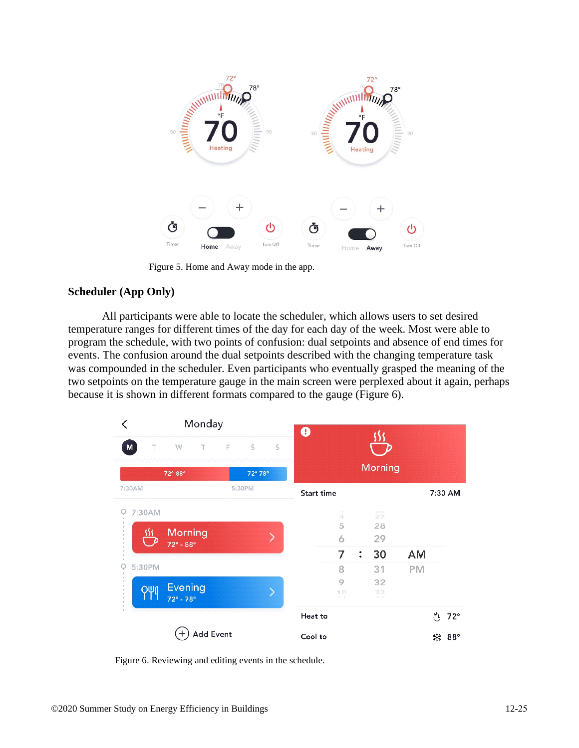Figure 5. Home and Away mode in the app.

### Scheduler (App Only)

All participants were able to locate the scheduler, which allows users to set desired temperature ranges for different times of the day for each day of the week. Most were able to program the schedule, with two points of confusion: dual setpoints and absence of end times for events. The confusion around the dual setpoints described with the changing temperature task was compounded in the scheduler. Even participants who eventually grasped the meaning of the two setpoints on the temperature gauge in the main screen were perplexed about it again, perhaps because it is shown in different formats compared to the gauge (Figure 6).

Figure 6. Reviewing and editing events in the schedule.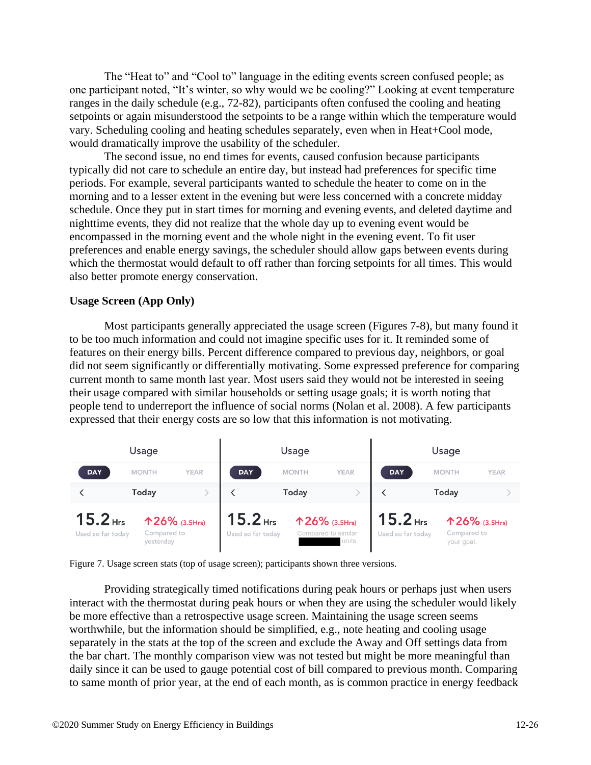The "Heat to" and "Cool to" language in the editing events screen confused people; as one participant noted, "It's winter, so why would we be cooling?" Looking at event temperature ranges in the daily schedule (e.g., 72-82), participants often confused the cooling and heating setpoints or again misunderstood the setpoints to be a range within which the temperature would vary. Scheduling cooling and heating schedules separately, even when in Heat+Cool mode, would dramatically improve the usability of the scheduler.

The second issue, no end times for events, caused confusion because participants typically did not care to schedule an entire day, but instead had preferences for specific time periods. For example, several participants wanted to schedule the heater to come on in the morning and to a lesser extent in the evening but were less concerned with a concrete midday schedule. Once they put in start times for morning and evening events, and deleted daytime and nighttime events, they did not realize that the whole day up to evening event would be encompassed in the morning event and the whole night in the evening event. To fit user preferences and enable energy savings, the scheduler should allow gaps between events during which the thermostat would default to off rather than forcing setpoints for all times. This would also better promote energy conservation.

**Usage Screen (App Only)**

Most participants generally appreciated the usage screen (Figures 7-8), but many found it to be too much information and could not imagine specific uses for it. It reminded some of features on their energy bills. Percent difference compared to previous day, neighbors, or goal did not seem significantly or differentially motivating. Some expressed preference for comparing current month to same month last year. Most users said they would not be interested in seeing their usage compared with similar households or setting usage goals; it is worth noting that people tend to underreport the influence of social norms (Nolan et al. 2008). A few participants expressed that their energy costs are so low that this information is not motivating.

Figure 7. Usage screen stats (top of usage screen); participants shown three versions.

Providing strategically timed notifications during peak hours or perhaps just when users interact with the thermostat during peak hours or when they are using the scheduler would likely be more effective than a retrospective usage screen. Maintaining the usage screen seems worthwhile, but the information should be simplified, e.g., note heating and cooling usage separately in the stats at the top of the screen and exclude the Away and Off settings data from the bar chart. The monthly comparison view was not tested but might be more meaningful than daily since it can be used to gauge potential cost of bill compared to previous month. Comparing to same month of prior year, at the end of each month, as is common practice in energy feedback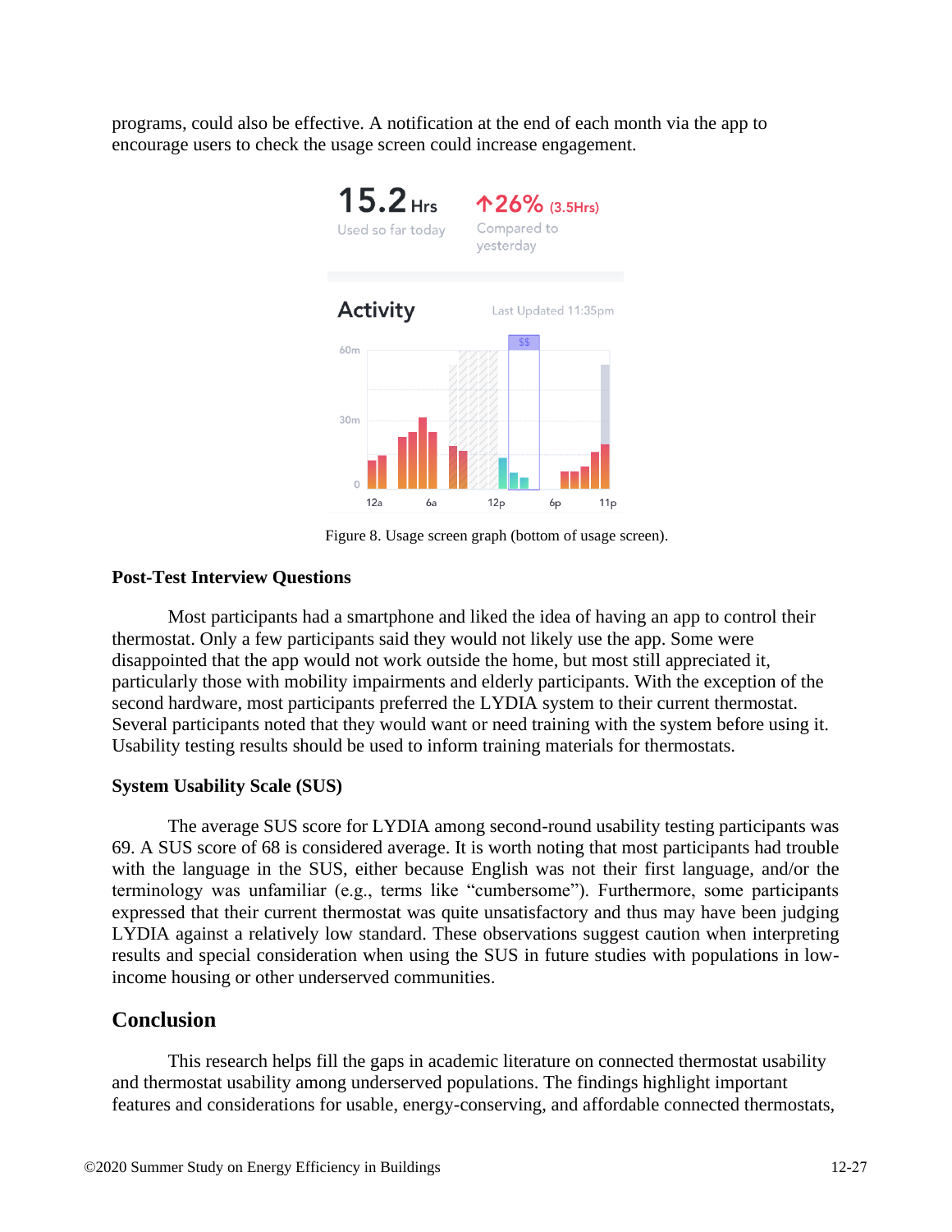programs, could also be effective. A notification at the end of each month via the app to encourage users to check the usage screen could increase engagement.

Figure 8. Usage screen graph (bottom of usage screen).

### Post-Test Interview Questions

Most participants had a smartphone and liked the idea of having an app to control their thermostat. Only a few participants said they would not likely use the app. Some were disappointed that the app would not work outside the home, but most still appreciated it, particularly those with mobility impairments and elderly participants. With the exception of the second hardware, most participants preferred the LYDIA system to their current thermostat. Several participants noted that they would want or need training with the system before using it. Usability testing results should be used to inform training materials for thermostats.

### System Usability Scale (SUS)

The average SUS score for LYDIA among second-round usability testing participants was 69. A SUS score of 68 is considered average. It is worth noting that most participants had trouble with the language in the SUS, either because English was not their first language, and/or the terminology was unfamiliar (e.g., terms like "cumbersome"). Furthermore, some participants expressed that their current thermostat was quite unsatisfactory and thus may have been judging LYDIA against a relatively low standard. These observations suggest caution when interpreting results and special consideration when using the SUS in future studies with populations in low-income housing or other underserved communities.

## Conclusion

This research helps fill the gaps in academic literature on connected thermostat usability and thermostat usability among underserved populations. The findings highlight important features and considerations for usable, energy-conserving, and affordable connected thermostats,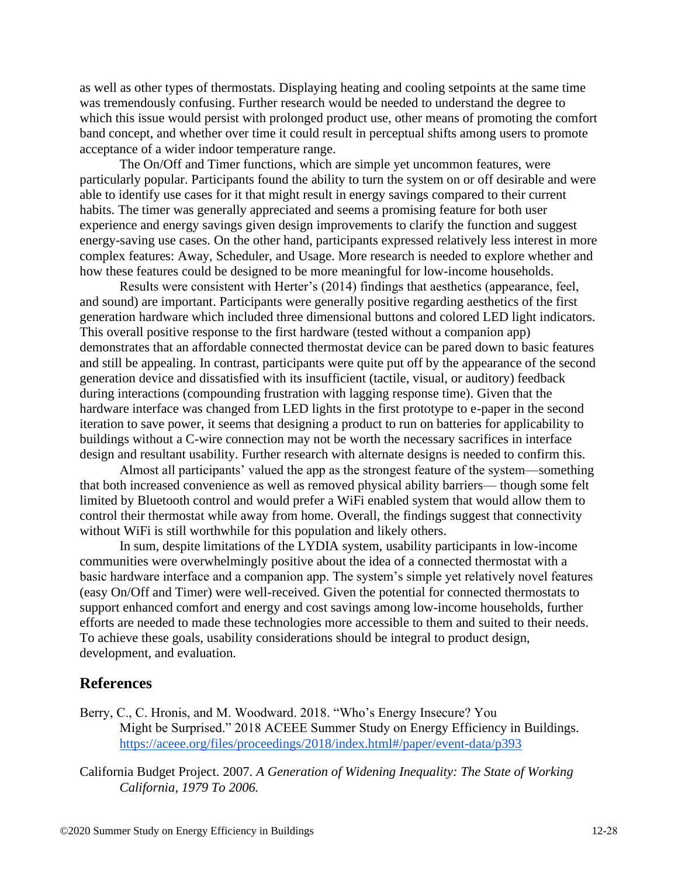as well as other types of thermostats. Displaying heating and cooling setpoints at the same time was tremendously confusing. Further research would be needed to understand the degree to which this issue would persist with prolonged product use, other means of promoting the comfort band concept, and whether over time it could result in perceptual shifts among users to promote acceptance of a wider indoor temperature range.

The On/Off and Timer functions, which are simple yet uncommon features, were particularly popular. Participants found the ability to turn the system on or off desirable and were able to identify use cases for it that might result in energy savings compared to their current habits. The timer was generally appreciated and seems a promising feature for both user experience and energy savings given design improvements to clarify the function and suggest energy-saving use cases. On the other hand, participants expressed relatively less interest in more complex features: Away, Scheduler, and Usage. More research is needed to explore whether and how these features could be designed to be more meaningful for low-income households.

Results were consistent with Herter's (2014) findings that aesthetics (appearance, feel, and sound) are important. Participants were generally positive regarding aesthetics of the first generation hardware which included three dimensional buttons and colored LED light indicators. This overall positive response to the first hardware (tested without a companion app) demonstrates that an affordable connected thermostat device can be pared down to basic features and still be appealing. In contrast, participants were quite put off by the appearance of the second generation device and dissatisfied with its insufficient (tactile, visual, or auditory) feedback during interactions (compounding frustration with lagging response time). Given that the hardware interface was changed from LED lights in the first prototype to e-paper in the second iteration to save power, it seems that designing a product to run on batteries for applicability to buildings without a C-wire connection may not be worth the necessary sacrifices in interface design and resultant usability. Further research with alternate designs is needed to confirm this.

Almost all participants' valued the app as the strongest feature of the system—something that both increased convenience as well as removed physical ability barriers— though some felt limited by Bluetooth control and would prefer a WiFi enabled system that would allow them to control their thermostat while away from home. Overall, the findings suggest that connectivity without WiFi is still worthwhile for this population and likely others.

In sum, despite limitations of the LYDIA system, usability participants in low-income communities were overwhelmingly positive about the idea of a connected thermostat with a basic hardware interface and a companion app. The system's simple yet relatively novel features (easy On/Off and Timer) were well-received. Given the potential for connected thermostats to support enhanced comfort and energy and cost savings among low-income households, further efforts are needed to made these technologies more accessible to them and suited to their needs. To achieve these goals, usability considerations should be integral to product design, development, and evaluation.

## References

Berry, C., C. Hronis, and M. Woodward. 2018. "Who's Energy Insecure? You Might be Surprised." 2018 ACEEE Summer Study on Energy Efficiency in Buildings. https://aceee.org/files/proceedings/2018/index.html#/paper/event-data/p393

California Budget Project. 2007. *A Generation of Widening Inequality: The State of Working California, 1979 To 2006.*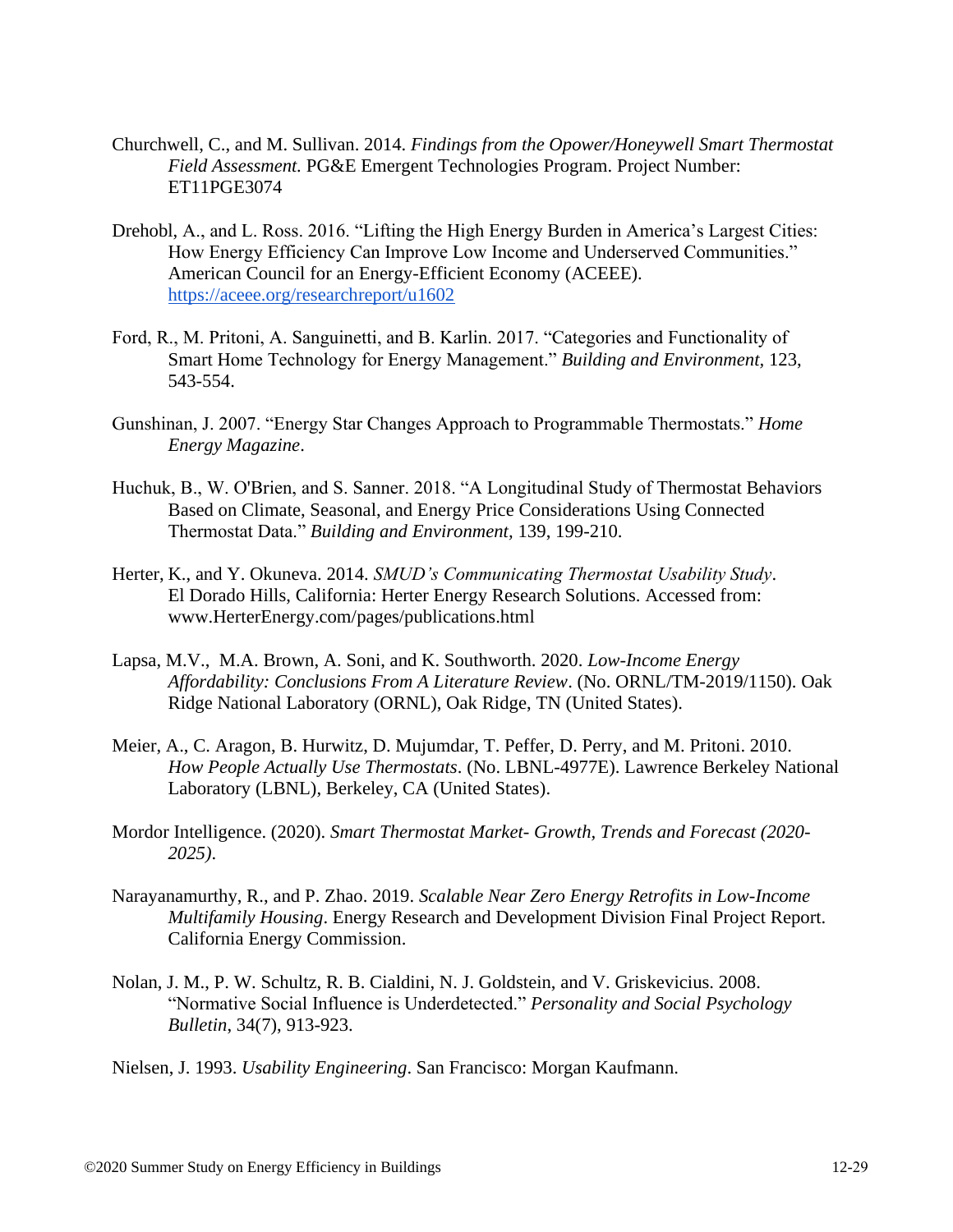Churchwell, C., and M. Sullivan. 2014. *Findings from the Opower/Honeywell Smart Thermostat Field Assessment.* PG&E Emergent Technologies Program. Project Number: ET11PGE3074

Drehobl, A., and L. Ross. 2016. "Lifting the High Energy Burden in America's Largest Cities: How Energy Efficiency Can Improve Low Income and Underserved Communities." American Council for an Energy-Efficient Economy (ACEEE). https://aceee.org/researchreport/u1602

Ford, R., M. Pritoni, A. Sanguinetti, and B. Karlin. 2017. "Categories and Functionality of Smart Home Technology for Energy Management." *Building and Environment*, 123, 543-554.

Gunshinan, J. 2007. "Energy Star Changes Approach to Programmable Thermostats." *Home Energy Magazine*.

Huchuk, B., W. O'Brien, and S. Sanner. 2018. "A Longitudinal Study of Thermostat Behaviors Based on Climate, Seasonal, and Energy Price Considerations Using Connected Thermostat Data." *Building and Environment*, 139, 199-210.

Herter, K., and Y. Okuneva. 2014. *SMUD's Communicating Thermostat Usability Study*. El Dorado Hills, California: Herter Energy Research Solutions. Accessed from: www.HerterEnergy.com/pages/publications.html

Lapsa, M.V., M.A. Brown, A. Soni, and K. Southworth. 2020. *Low-Income Energy Affordability: Conclusions From A Literature Review*. (No. ORNL/TM-2019/1150). Oak Ridge National Laboratory (ORNL), Oak Ridge, TN (United States).

Meier, A., C. Aragon, B. Hurwitz, D. Mujumdar, T. Peffer, D. Perry, and M. Pritoni. 2010. *How People Actually Use Thermostats*. (No. LBNL-4977E). Lawrence Berkeley National Laboratory (LBNL), Berkeley, CA (United States).

Mordor Intelligence. (2020). *Smart Thermostat Market- Growth, Trends and Forecast (2020-2025)*.

Narayanamurthy, R., and P. Zhao. 2019. *Scalable Near Zero Energy Retrofits in Low-Income Multifamily Housing*. Energy Research and Development Division Final Project Report. California Energy Commission.

Nolan, J. M., P. W. Schultz, R. B. Cialdini, N. J. Goldstein, and V. Griskevicius. 2008. "Normative Social Influence is Underdetected." *Personality and Social Psychology Bulletin*, 34(7), 913-923.

Nielsen, J. 1993. *Usability Engineering*. San Francisco: Morgan Kaufmann.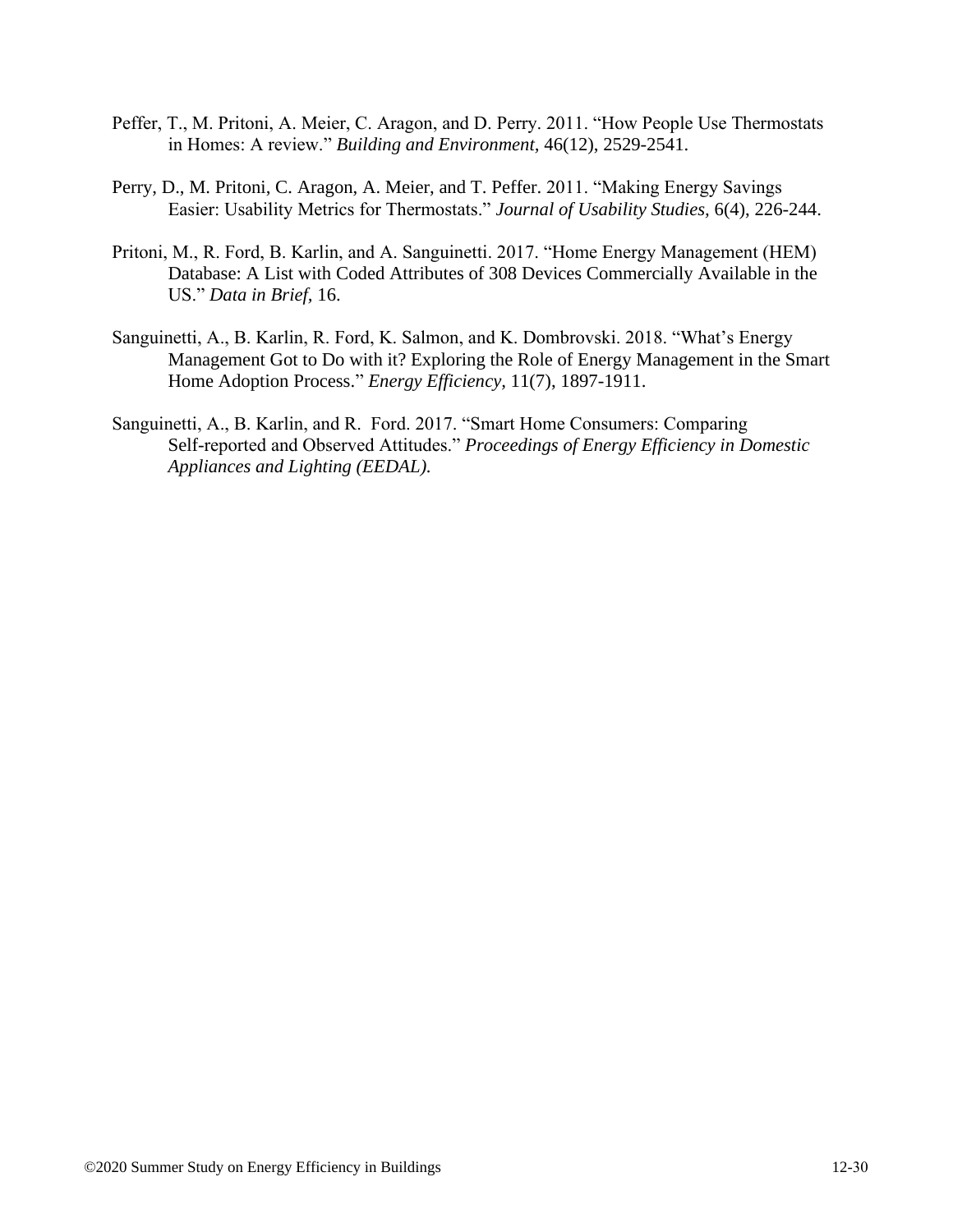Peffer, T., M. Pritoni, A. Meier, C. Aragon, and D. Perry. 2011. "How People Use Thermostats in Homes: A review." *Building and Environment,* 46(12), 2529-2541.

Perry, D., M. Pritoni, C. Aragon, A. Meier, and T. Peffer. 2011. "Making Energy Savings Easier: Usability Metrics for Thermostats." *Journal of Usability Studies,* 6(4), 226-244.

Pritoni, M., R. Ford, B. Karlin, and A. Sanguinetti. 2017. "Home Energy Management (HEM) Database: A List with Coded Attributes of 308 Devices Commercially Available in the US." *Data in Brief,* 16.

Sanguinetti, A., B. Karlin, R. Ford, K. Salmon, and K. Dombrovski. 2018. "What's Energy Management Got to Do with it? Exploring the Role of Energy Management in the Smart Home Adoption Process." *Energy Efficiency,* 11(7), 1897-1911.

Sanguinetti, A., B. Karlin, and R. Ford. 2017. "Smart Home Consumers: Comparing Self-reported and Observed Attitudes." *Proceedings of Energy Efficiency in Domestic Appliances and Lighting (EEDAL).*